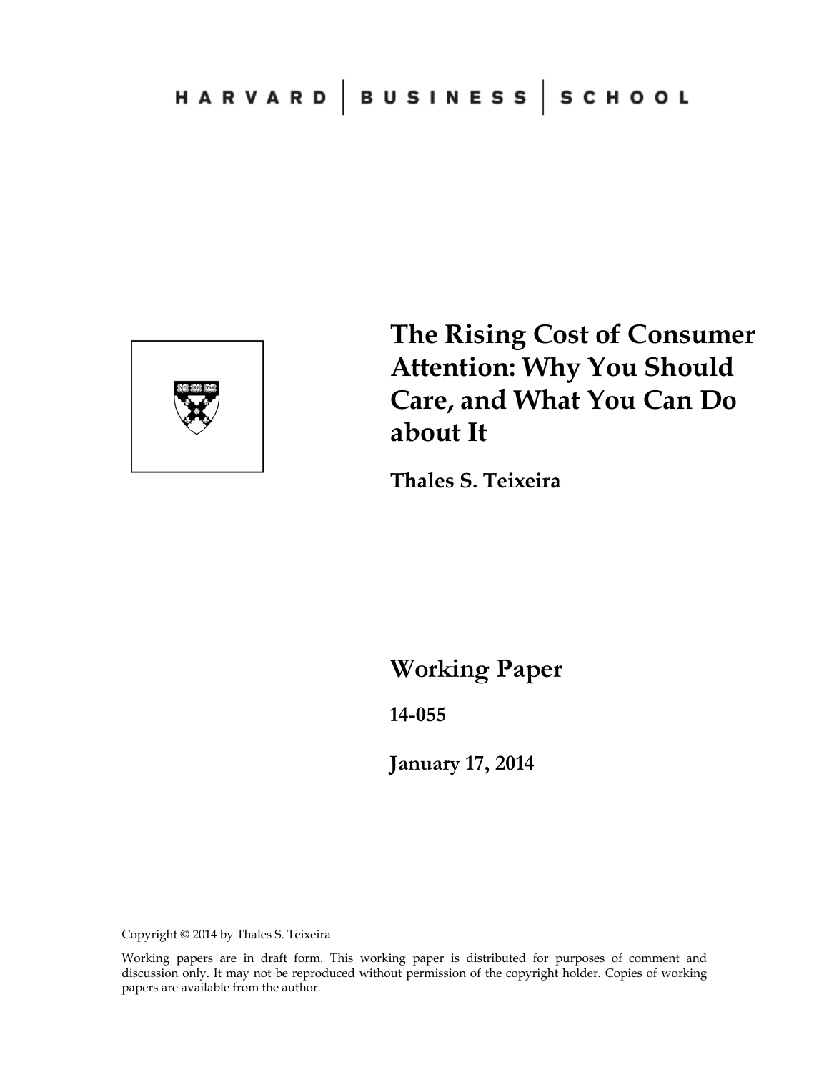HARVARD | BUSINESS | SCHOOL

# The Rising Cost of Consumer Attention: Why You Should Care, and What You Can Do about It

**Thales S. Teixeira**

## Working Paper

**14-055**

**January 17, 2014**

Copyright © 2014 by Thales S. Teixeira

Working papers are in draft form. This working paper is distributed for purposes of comment and discussion only. It may not be reproduced without permission of the copyright holder. Copies of working papers are available from the author.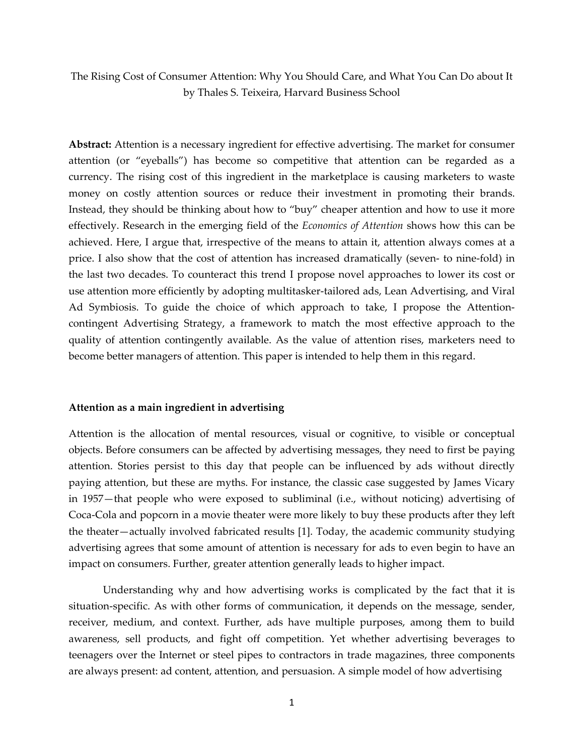The Rising Cost of Consumer Attention: Why You Should Care, and What You Can Do about It
by Thales S. Teixeira, Harvard Business School

**Abstract:** Attention is a necessary ingredient for effective advertising. The market for consumer attention (or "eyeballs") has become so competitive that attention can be regarded as a currency. The rising cost of this ingredient in the marketplace is causing marketers to waste money on costly attention sources or reduce their investment in promoting their brands. Instead, they should be thinking about how to "buy" cheaper attention and how to use it more effectively. Research in the emerging field of the *Economics of Attention* shows how this can be achieved. Here, I argue that, irrespective of the means to attain it, attention always comes at a price. I also show that the cost of attention has increased dramatically (seven- to nine-fold) in the last two decades. To counteract this trend I propose novel approaches to lower its cost or use attention more efficiently by adopting multitasker-tailored ads, Lean Advertising, and Viral Ad Symbiosis. To guide the choice of which approach to take, I propose the Attention-contingent Advertising Strategy, a framework to match the most effective approach to the quality of attention contingently available. As the value of attention rises, marketers need to become better managers of attention. This paper is intended to help them in this regard.

**Attention as a main ingredient in advertising**

Attention is the allocation of mental resources, visual or cognitive, to visible or conceptual objects. Before consumers can be affected by advertising messages, they need to first be paying attention. Stories persist to this day that people can be influenced by ads without directly paying attention, but these are myths. For instance, the classic case suggested by James Vicary in 1957—that people who were exposed to subliminal (i.e., without noticing) advertising of Coca-Cola and popcorn in a movie theater were more likely to buy these products after they left the theater—actually involved fabricated results [1]. Today, the academic community studying advertising agrees that some amount of attention is necessary for ads to even begin to have an impact on consumers. Further, greater attention generally leads to higher impact.

Understanding why and how advertising works is complicated by the fact that it is situation-specific. As with other forms of communication, it depends on the message, sender, receiver, medium, and context. Further, ads have multiple purposes, among them to build awareness, sell products, and fight off competition. Yet whether advertising beverages to teenagers over the Internet or steel pipes to contractors in trade magazines, three components are always present: ad content, attention, and persuasion. A simple model of how advertising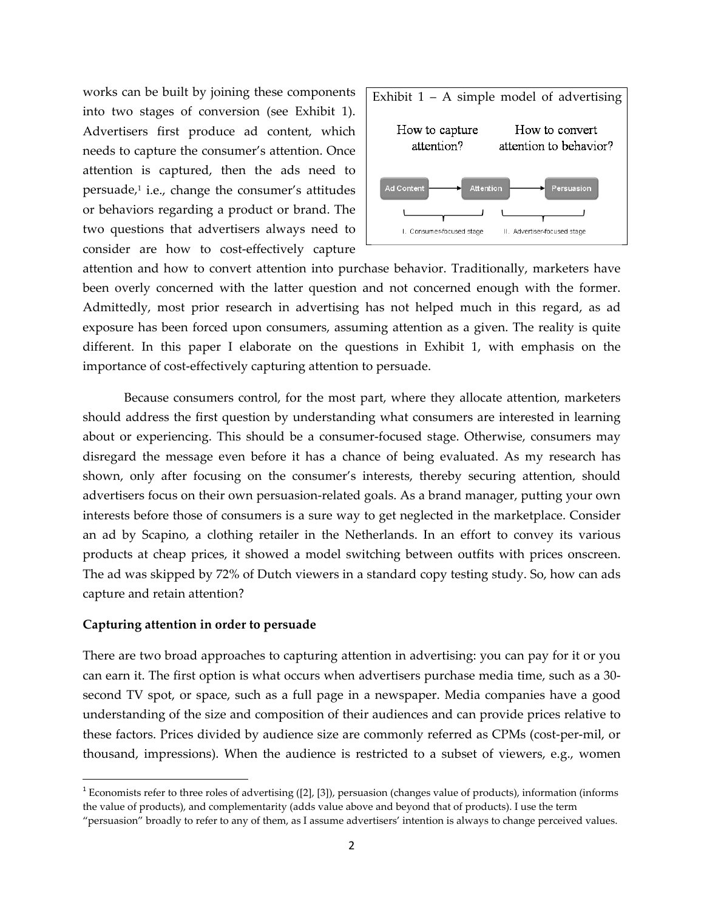works can be built by joining these components into two stages of conversion (see Exhibit 1). Advertisers first produce ad content, which needs to capture the consumer's attention. Once attention is captured, then the ads need to persuade,[1] i.e., change the consumer's attitudes or behaviors regarding a product or brand. The two questions that advertisers always need to consider are how to cost-effectively capture attention and how to convert attention into purchase behavior. Traditionally, marketers have been overly concerned with the latter question and not concerned enough with the former. Admittedly, most prior research in advertising has not helped much in this regard, as ad exposure has been forced upon consumers, assuming attention as a given. The reality is quite different. In this paper I elaborate on the questions in Exhibit 1, with emphasis on the importance of cost-effectively capturing attention to persuade.

Exhibit 1 – A simple model of advertising

How to capture attention? — How to convert attention to behavior?

Ad Content → Attention → Persuasion

I. Consumer-focused stage — II. Advertiser-focused stage

Because consumers control, for the most part, where they allocate attention, marketers should address the first question by understanding what consumers are interested in learning about or experiencing. This should be a consumer-focused stage. Otherwise, consumers may disregard the message even before it has a chance of being evaluated. As my research has shown, only after focusing on the consumer's interests, thereby securing attention, should advertisers focus on their own persuasion-related goals. As a brand manager, putting your own interests before those of consumers is a sure way to get neglected in the marketplace. Consider an ad by Scapino, a clothing retailer in the Netherlands. In an effort to convey its various products at cheap prices, it showed a model switching between outfits with prices onscreen. The ad was skipped by 72% of Dutch viewers in a standard copy testing study. So, how can ads capture and retain attention?

**Capturing attention in order to persuade**

There are two broad approaches to capturing attention in advertising: you can pay for it or you can earn it. The first option is what occurs when advertisers purchase media time, such as a 30-second TV spot, or space, such as a full page in a newspaper. Media companies have a good understanding of the size and composition of their audiences and can provide prices relative to these factors. Prices divided by audience size are commonly referred as CPMs (cost-per-mil, or thousand, impressions). When the audience is restricted to a subset of viewers, e.g., women

---

[1] Economists refer to three roles of advertising ([2], [3]), persuasion (changes value of products), information (informs the value of products), and complementarity (adds value above and beyond that of products). I use the term "persuasion" broadly to refer to any of them, as I assume advertisers' intention is always to change perceived values.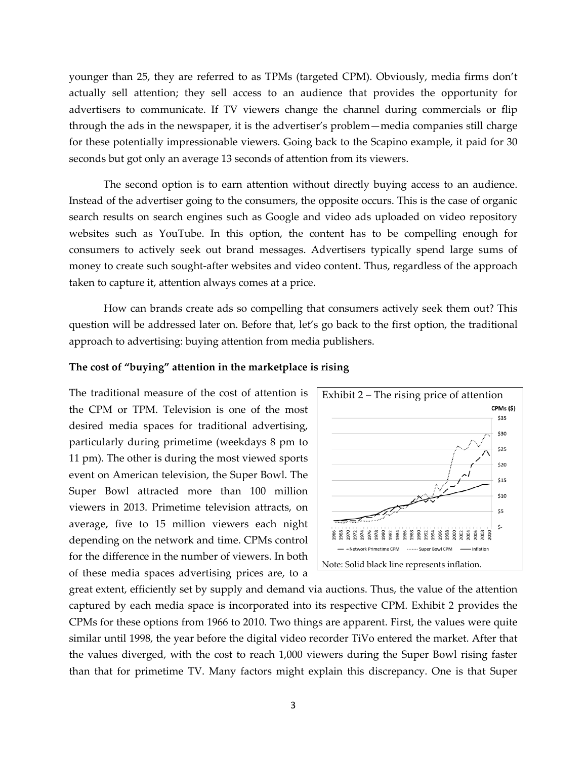younger than 25, they are referred to as TPMs (targeted CPM). Obviously, media firms don't actually sell attention; they sell access to an audience that provides the opportunity for advertisers to communicate. If TV viewers change the channel during commercials or flip through the ads in the newspaper, it is the advertiser's problem—media companies still charge for these potentially impressionable viewers. Going back to the Scapino example, it paid for 30 seconds but got only an average 13 seconds of attention from its viewers.

The second option is to earn attention without directly buying access to an audience. Instead of the advertiser going to the consumers, the opposite occurs. This is the case of organic search results on search engines such as Google and video ads uploaded on video repository websites such as YouTube. In this option, the content has to be compelling enough for consumers to actively seek out brand messages. Advertisers typically spend large sums of money to create such sought-after websites and video content. Thus, regardless of the approach taken to capture it, attention always comes at a price.

How can brands create ads so compelling that consumers actively seek them out? This question will be addressed later on. Before that, let's go back to the first option, the traditional approach to advertising: buying attention from media publishers.

**The cost of "buying" attention in the marketplace is rising**

The traditional measure of the cost of attention is the CPM or TPM. Television is one of the most desired media spaces for traditional advertising, particularly during primetime (weekdays 8 pm to 11 pm). The other is during the most viewed sports event on American television, the Super Bowl. The Super Bowl attracted more than 100 million viewers in 2013. Primetime television attracts, on average, five to 15 million viewers each night depending on the network and time. CPMs control for the difference in the number of viewers. In both of these media spaces advertising prices are, to a great extent, efficiently set by supply and demand via auctions. Thus, the value of the attention captured by each media space is incorporated into its respective CPM. Exhibit 2 provides the CPMs for these options from 1966 to 2010. Two things are apparent. First, the values were quite similar until 1998, the year before the digital video recorder TiVo entered the market. After that the values diverged, with the cost to reach 1,000 viewers during the Super Bowl rising faster than that for primetime TV. Many factors might explain this discrepancy. One is that Super

Exhibit 2 – The rising price of attention

Note: Solid black line represents inflation.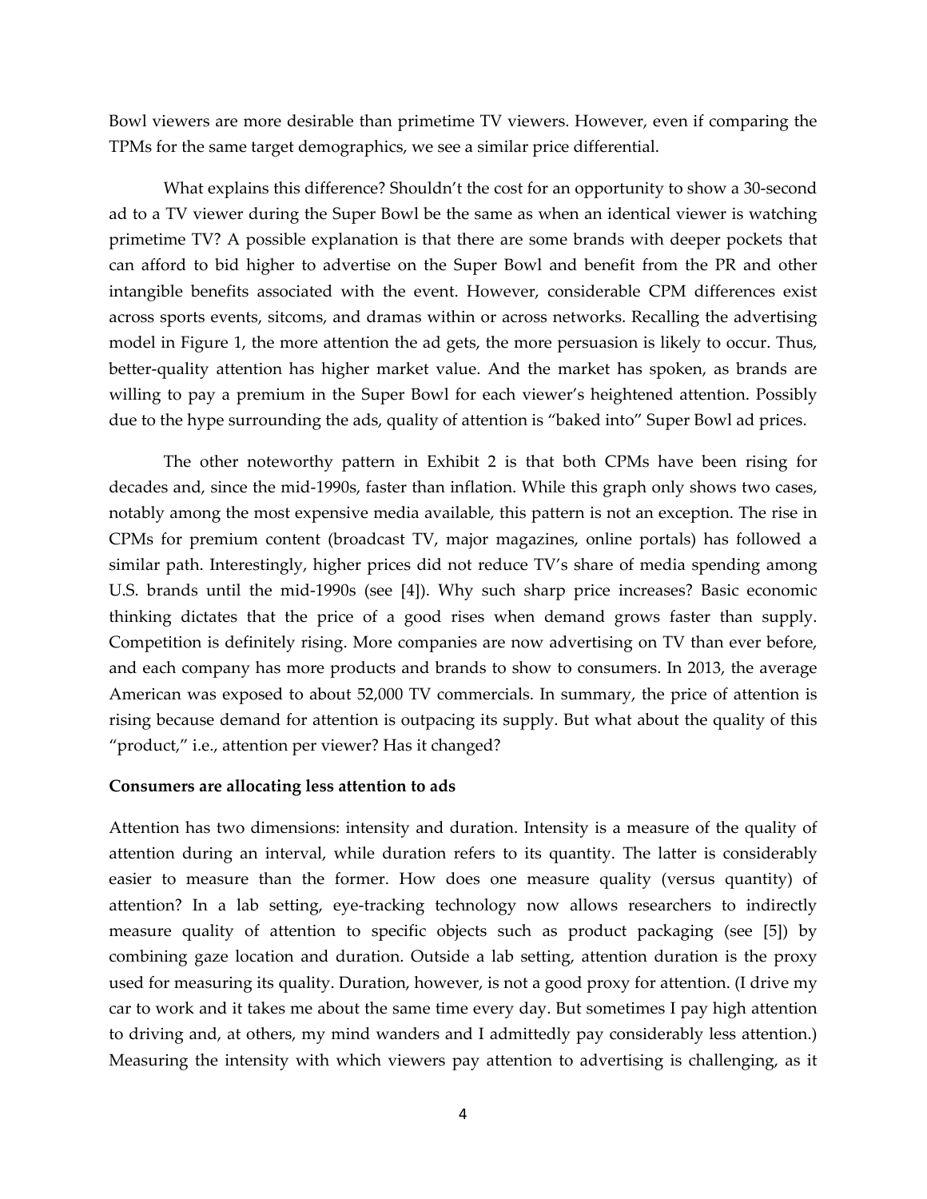Bowl viewers are more desirable than primetime TV viewers. However, even if comparing the TPMs for the same target demographics, we see a similar price differential.

What explains this difference? Shouldn't the cost for an opportunity to show a 30-second ad to a TV viewer during the Super Bowl be the same as when an identical viewer is watching primetime TV? A possible explanation is that there are some brands with deeper pockets that can afford to bid higher to advertise on the Super Bowl and benefit from the PR and other intangible benefits associated with the event. However, considerable CPM differences exist across sports events, sitcoms, and dramas within or across networks. Recalling the advertising model in Figure 1, the more attention the ad gets, the more persuasion is likely to occur. Thus, better-quality attention has higher market value. And the market has spoken, as brands are willing to pay a premium in the Super Bowl for each viewer's heightened attention. Possibly due to the hype surrounding the ads, quality of attention is "baked into" Super Bowl ad prices.

The other noteworthy pattern in Exhibit 2 is that both CPMs have been rising for decades and, since the mid-1990s, faster than inflation. While this graph only shows two cases, notably among the most expensive media available, this pattern is not an exception. The rise in CPMs for premium content (broadcast TV, major magazines, online portals) has followed a similar path. Interestingly, higher prices did not reduce TV's share of media spending among U.S. brands until the mid-1990s (see [4]). Why such sharp price increases? Basic economic thinking dictates that the price of a good rises when demand grows faster than supply. Competition is definitely rising. More companies are now advertising on TV than ever before, and each company has more products and brands to show to consumers. In 2013, the average American was exposed to about 52,000 TV commercials. In summary, the price of attention is rising because demand for attention is outpacing its supply. But what about the quality of this "product," i.e., attention per viewer? Has it changed?

**Consumers are allocating less attention to ads**

Attention has two dimensions: intensity and duration. Intensity is a measure of the quality of attention during an interval, while duration refers to its quantity. The latter is considerably easier to measure than the former. How does one measure quality (versus quantity) of attention? In a lab setting, eye-tracking technology now allows researchers to indirectly measure quality of attention to specific objects such as product packaging (see [5]) by combining gaze location and duration. Outside a lab setting, attention duration is the proxy used for measuring its quality. Duration, however, is not a good proxy for attention. (I drive my car to work and it takes me about the same time every day. But sometimes I pay high attention to driving and, at others, my mind wanders and I admittedly pay considerably less attention.) Measuring the intensity with which viewers pay attention to advertising is challenging, as it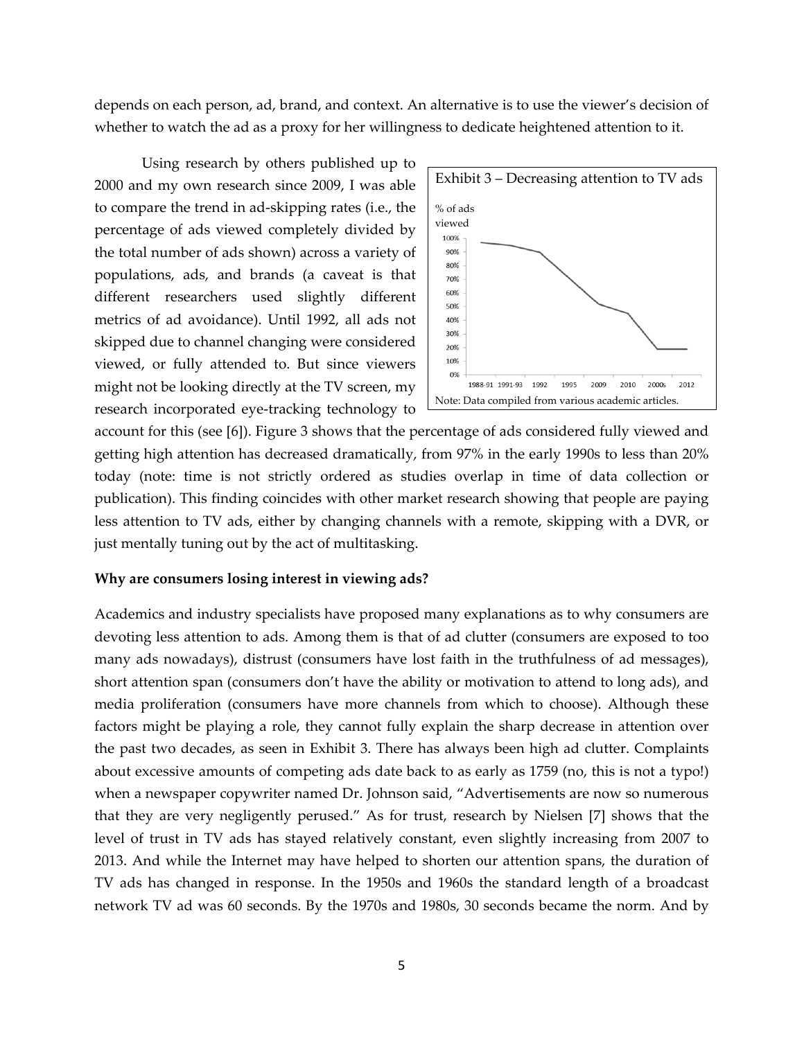depends on each person, ad, brand, and context. An alternative is to use the viewer's decision of whether to watch the ad as a proxy for her willingness to dedicate heightened attention to it.

Using research by others published up to 2000 and my own research since 2009, I was able to compare the trend in ad-skipping rates (i.e., the percentage of ads viewed completely divided by the total number of ads shown) across a variety of populations, ads, and brands (a caveat is that different researchers used slightly different metrics of ad avoidance). Until 1992, all ads not skipped due to channel changing were considered viewed, or fully attended to. But since viewers might not be looking directly at the TV screen, my research incorporated eye-tracking technology to account for this (see [6]). Figure 3 shows that the percentage of ads considered fully viewed and getting high attention has decreased dramatically, from 97% in the early 1990s to less than 20% today (note: time is not strictly ordered as studies overlap in time of data collection or publication). This finding coincides with other market research showing that people are paying less attention to TV ads, either by changing channels with a remote, skipping with a DVR, or just mentally tuning out by the act of multitasking.

Exhibit 3 – Decreasing attention to TV ads

Note: Data compiled from various academic articles.

**Why are consumers losing interest in viewing ads?**

Academics and industry specialists have proposed many explanations as to why consumers are devoting less attention to ads. Among them is that of ad clutter (consumers are exposed to too many ads nowadays), distrust (consumers have lost faith in the truthfulness of ad messages), short attention span (consumers don't have the ability or motivation to attend to long ads), and media proliferation (consumers have more channels from which to choose). Although these factors might be playing a role, they cannot fully explain the sharp decrease in attention over the past two decades, as seen in Exhibit 3. There has always been high ad clutter. Complaints about excessive amounts of competing ads date back to as early as 1759 (no, this is not a typo!) when a newspaper copywriter named Dr. Johnson said, "Advertisements are now so numerous that they are very negligently perused." As for trust, research by Nielsen [7] shows that the level of trust in TV ads has stayed relatively constant, even slightly increasing from 2007 to 2013. And while the Internet may have helped to shorten our attention spans, the duration of TV ads has changed in response. In the 1950s and 1960s the standard length of a broadcast network TV ad was 60 seconds. By the 1970s and 1980s, 30 seconds became the norm. And by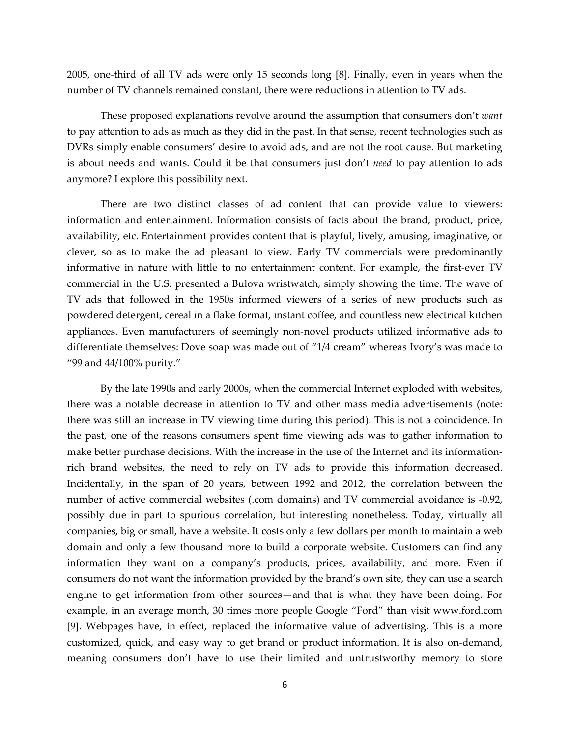2005, one-third of all TV ads were only 15 seconds long [8]. Finally, even in years when the number of TV channels remained constant, there were reductions in attention to TV ads.

These proposed explanations revolve around the assumption that consumers don't *want* to pay attention to ads as much as they did in the past. In that sense, recent technologies such as DVRs simply enable consumers' desire to avoid ads, and are not the root cause. But marketing is about needs and wants. Could it be that consumers just don't *need* to pay attention to ads anymore? I explore this possibility next.

There are two distinct classes of ad content that can provide value to viewers: information and entertainment. Information consists of facts about the brand, product, price, availability, etc. Entertainment provides content that is playful, lively, amusing, imaginative, or clever, so as to make the ad pleasant to view. Early TV commercials were predominantly informative in nature with little to no entertainment content. For example, the first-ever TV commercial in the U.S. presented a Bulova wristwatch, simply showing the time. The wave of TV ads that followed in the 1950s informed viewers of a series of new products such as powdered detergent, cereal in a flake format, instant coffee, and countless new electrical kitchen appliances. Even manufacturers of seemingly non-novel products utilized informative ads to differentiate themselves: Dove soap was made out of "1/4 cream" whereas Ivory's was made to "99 and 44/100% purity."

By the late 1990s and early 2000s, when the commercial Internet exploded with websites, there was a notable decrease in attention to TV and other mass media advertisements (note: there was still an increase in TV viewing time during this period). This is not a coincidence. In the past, one of the reasons consumers spent time viewing ads was to gather information to make better purchase decisions. With the increase in the use of the Internet and its information-rich brand websites, the need to rely on TV ads to provide this information decreased. Incidentally, in the span of 20 years, between 1992 and 2012, the correlation between the number of active commercial websites (.com domains) and TV commercial avoidance is -0.92, possibly due in part to spurious correlation, but interesting nonetheless. Today, virtually all companies, big or small, have a website. It costs only a few dollars per month to maintain a web domain and only a few thousand more to build a corporate website. Customers can find any information they want on a company's products, prices, availability, and more. Even if consumers do not want the information provided by the brand's own site, they can use a search engine to get information from other sources—and that is what they have been doing. For example, in an average month, 30 times more people Google "Ford" than visit www.ford.com [9]. Webpages have, in effect, replaced the informative value of advertising. This is a more customized, quick, and easy way to get brand or product information. It is also on-demand, meaning consumers don't have to use their limited and untrustworthy memory to store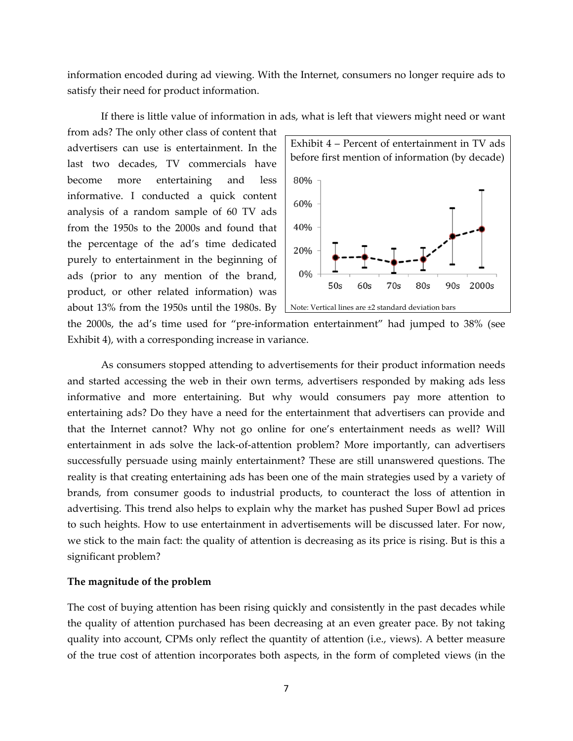information encoded during ad viewing. With the Internet, consumers no longer require ads to satisfy their need for product information.

If there is little value of information in ads, what is left that viewers might need or want from ads? The only other class of content that advertisers can use is entertainment. In the last two decades, TV commercials have become more entertaining and less informative. I conducted a quick content analysis of a random sample of 60 TV ads from the 1950s to the 2000s and found that the percentage of the ad's time dedicated purely to entertainment in the beginning of ads (prior to any mention of the brand, product, or other related information) was about 13% from the 1950s until the 1980s. By the 2000s, the ad's time used for "pre-information entertainment" had jumped to 38% (see Exhibit 4), with a corresponding increase in variance.

Exhibit 4 – Percent of entertainment in TV ads before first mention of information (by decade)

Note: Vertical lines are ±2 standard deviation bars

As consumers stopped attending to advertisements for their product information needs and started accessing the web in their own terms, advertisers responded by making ads less informative and more entertaining. But why would consumers pay more attention to entertaining ads? Do they have a need for the entertainment that advertisers can provide and that the Internet cannot? Why not go online for one's entertainment needs as well? Will entertainment in ads solve the lack-of-attention problem? More importantly, can advertisers successfully persuade using mainly entertainment? These are still unanswered questions. The reality is that creating entertaining ads has been one of the main strategies used by a variety of brands, from consumer goods to industrial products, to counteract the loss of attention in advertising. This trend also helps to explain why the market has pushed Super Bowl ad prices to such heights. How to use entertainment in advertisements will be discussed later. For now, we stick to the main fact: the quality of attention is decreasing as its price is rising. But is this a significant problem?

**The magnitude of the problem**

The cost of buying attention has been rising quickly and consistently in the past decades while the quality of attention purchased has been decreasing at an even greater pace. By not taking quality into account, CPMs only reflect the quantity of attention (i.e., views). A better measure of the true cost of attention incorporates both aspects, in the form of completed views (in the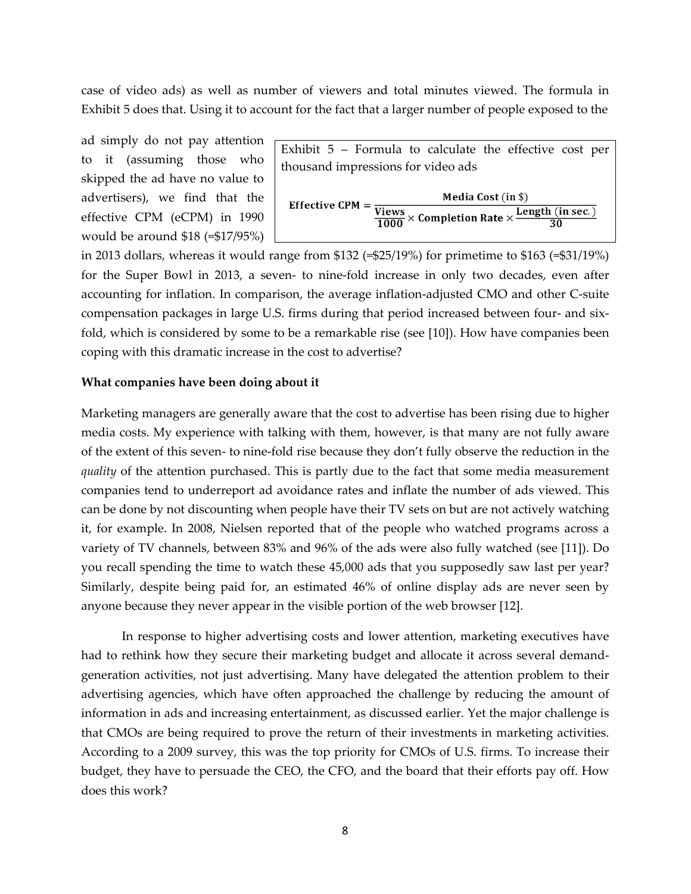case of video ads) as well as number of viewers and total minutes viewed. The formula in Exhibit 5 does that. Using it to account for the fact that a larger number of people exposed to the ad simply do not pay attention to it (assuming those who skipped the ad have no value to advertisers), we find that the effective CPM (eCPM) in 1990 would be around \$18 (=\$17/95%) in 2013 dollars, whereas it would range from \$132 (=\$25/19%) for primetime to \$163 (=\$31/19%) for the Super Bowl in 2013, a seven- to nine-fold increase in only two decades, even after accounting for inflation. In comparison, the average inflation-adjusted CMO and other C-suite compensation packages in large U.S. firms during that period increased between four- and six-fold, which is considered by some to be a remarkable rise (see [10]). How have companies been coping with this dramatic increase in the cost to advertise?

Exhibit 5 – Formula to calculate the effective cost per thousand impressions for video ads

$$\textbf{Effective CPM} = \frac{\textbf{Media Cost (in \$)}}{\frac{\textbf{Views}}{\textbf{1000}} \times \textbf{Completion Rate} \times \frac{\textbf{Length (in sec.)}}{\textbf{30}}}$$

**What companies have been doing about it**

Marketing managers are generally aware that the cost to advertise has been rising due to higher media costs. My experience with talking with them, however, is that many are not fully aware of the extent of this seven- to nine-fold rise because they don't fully observe the reduction in the *quality* of the attention purchased. This is partly due to the fact that some media measurement companies tend to underreport ad avoidance rates and inflate the number of ads viewed. This can be done by not discounting when people have their TV sets on but are not actively watching it, for example. In 2008, Nielsen reported that of the people who watched programs across a variety of TV channels, between 83% and 96% of the ads were also fully watched (see [11]). Do you recall spending the time to watch these 45,000 ads that you supposedly saw last per year? Similarly, despite being paid for, an estimated 46% of online display ads are never seen by anyone because they never appear in the visible portion of the web browser [12].

In response to higher advertising costs and lower attention, marketing executives have had to rethink how they secure their marketing budget and allocate it across several demand-generation activities, not just advertising. Many have delegated the attention problem to their advertising agencies, which have often approached the challenge by reducing the amount of information in ads and increasing entertainment, as discussed earlier. Yet the major challenge is that CMOs are being required to prove the return of their investments in marketing activities. According to a 2009 survey, this was the top priority for CMOs of U.S. firms. To increase their budget, they have to persuade the CEO, the CFO, and the board that their efforts pay off. How does this work?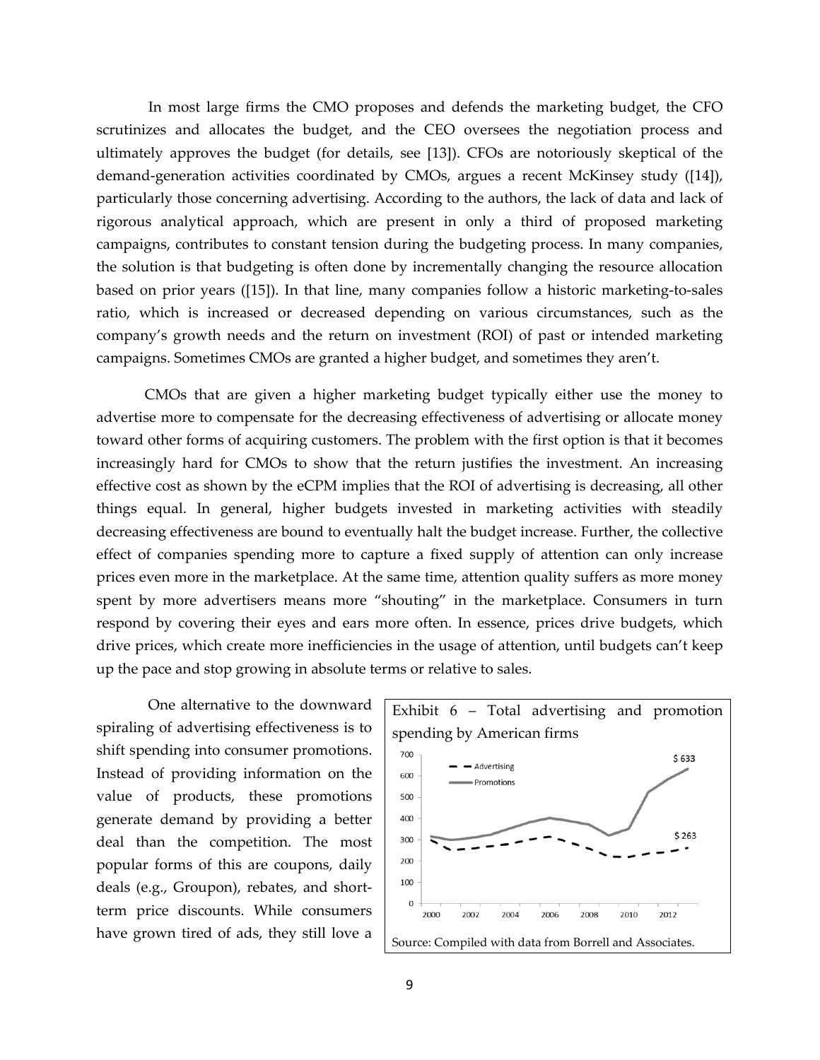In most large firms the CMO proposes and defends the marketing budget, the CFO scrutinizes and allocates the budget, and the CEO oversees the negotiation process and ultimately approves the budget (for details, see [13]). CFOs are notoriously skeptical of the demand-generation activities coordinated by CMOs, argues a recent McKinsey study ([14]), particularly those concerning advertising. According to the authors, the lack of data and lack of rigorous analytical approach, which are present in only a third of proposed marketing campaigns, contributes to constant tension during the budgeting process. In many companies, the solution is that budgeting is often done by incrementally changing the resource allocation based on prior years ([15]). In that line, many companies follow a historic marketing-to-sales ratio, which is increased or decreased depending on various circumstances, such as the company's growth needs and the return on investment (ROI) of past or intended marketing campaigns. Sometimes CMOs are granted a higher budget, and sometimes they aren't.

CMOs that are given a higher marketing budget typically either use the money to advertise more to compensate for the decreasing effectiveness of advertising or allocate money toward other forms of acquiring customers. The problem with the first option is that it becomes increasingly hard for CMOs to show that the return justifies the investment. An increasing effective cost as shown by the eCPM implies that the ROI of advertising is decreasing, all other things equal. In general, higher budgets invested in marketing activities with steadily decreasing effectiveness are bound to eventually halt the budget increase. Further, the collective effect of companies spending more to capture a fixed supply of attention can only increase prices even more in the marketplace. At the same time, attention quality suffers as more money spent by more advertisers means more "shouting" in the marketplace. Consumers in turn respond by covering their eyes and ears more often. In essence, prices drive budgets, which drive prices, which create more inefficiencies in the usage of attention, until budgets can't keep up the pace and stop growing in absolute terms or relative to sales.

One alternative to the downward spiraling of advertising effectiveness is to shift spending into consumer promotions. Instead of providing information on the value of products, these promotions generate demand by providing a better deal than the competition. The most popular forms of this are coupons, daily deals (e.g., Groupon), rebates, and short-term price discounts. While consumers have grown tired of ads, they still love a

Exhibit 6 – Total advertising and promotion spending by American firms

Source: Compiled with data from Borrell and Associates.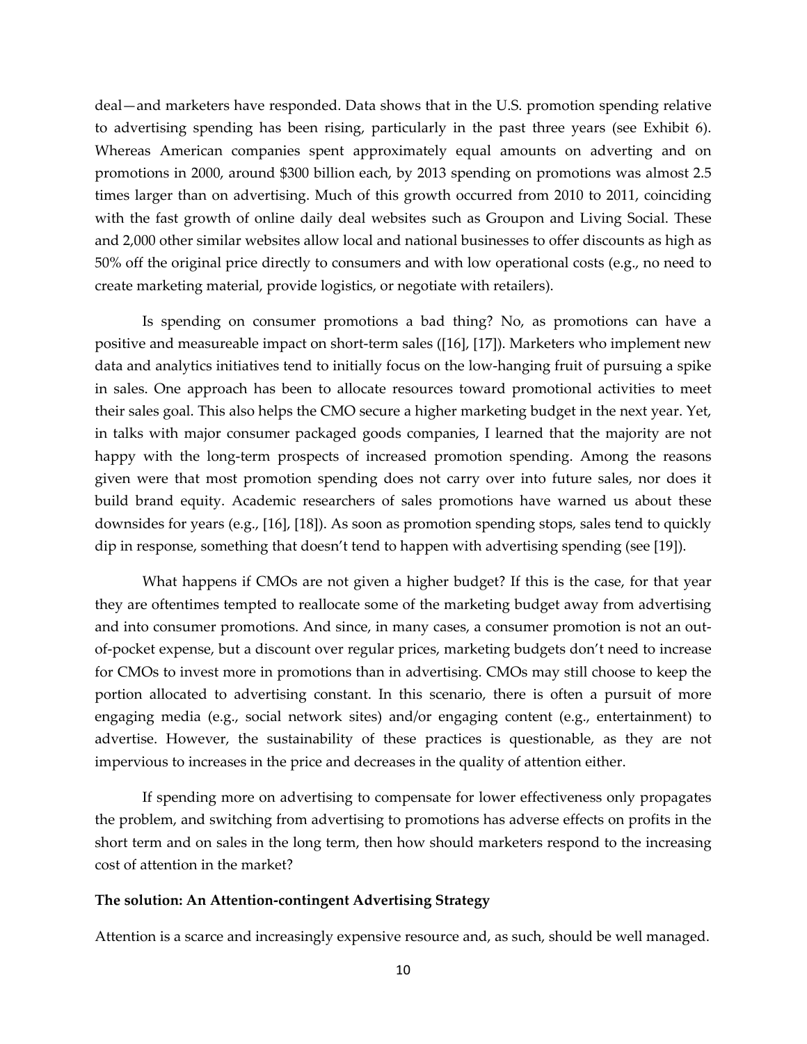deal—and marketers have responded. Data shows that in the U.S. promotion spending relative to advertising spending has been rising, particularly in the past three years (see Exhibit 6). Whereas American companies spent approximately equal amounts on adverting and on promotions in 2000, around $300 billion each, by 2013 spending on promotions was almost 2.5 times larger than on advertising. Much of this growth occurred from 2010 to 2011, coinciding with the fast growth of online daily deal websites such as Groupon and Living Social. These and 2,000 other similar websites allow local and national businesses to offer discounts as high as 50% off the original price directly to consumers and with low operational costs (e.g., no need to create marketing material, provide logistics, or negotiate with retailers).

Is spending on consumer promotions a bad thing? No, as promotions can have a positive and measureable impact on short-term sales ([16], [17]). Marketers who implement new data and analytics initiatives tend to initially focus on the low-hanging fruit of pursuing a spike in sales. One approach has been to allocate resources toward promotional activities to meet their sales goal. This also helps the CMO secure a higher marketing budget in the next year. Yet, in talks with major consumer packaged goods companies, I learned that the majority are not happy with the long-term prospects of increased promotion spending. Among the reasons given were that most promotion spending does not carry over into future sales, nor does it build brand equity. Academic researchers of sales promotions have warned us about these downsides for years (e.g., [16], [18]). As soon as promotion spending stops, sales tend to quickly dip in response, something that doesn't tend to happen with advertising spending (see [19]).

What happens if CMOs are not given a higher budget? If this is the case, for that year they are oftentimes tempted to reallocate some of the marketing budget away from advertising and into consumer promotions. And since, in many cases, a consumer promotion is not an out-of-pocket expense, but a discount over regular prices, marketing budgets don't need to increase for CMOs to invest more in promotions than in advertising. CMOs may still choose to keep the portion allocated to advertising constant. In this scenario, there is often a pursuit of more engaging media (e.g., social network sites) and/or engaging content (e.g., entertainment) to advertise. However, the sustainability of these practices is questionable, as they are not impervious to increases in the price and decreases in the quality of attention either.

If spending more on advertising to compensate for lower effectiveness only propagates the problem, and switching from advertising to promotions has adverse effects on profits in the short term and on sales in the long term, then how should marketers respond to the increasing cost of attention in the market?

**The solution: An Attention-contingent Advertising Strategy**

Attention is a scarce and increasingly expensive resource and, as such, should be well managed.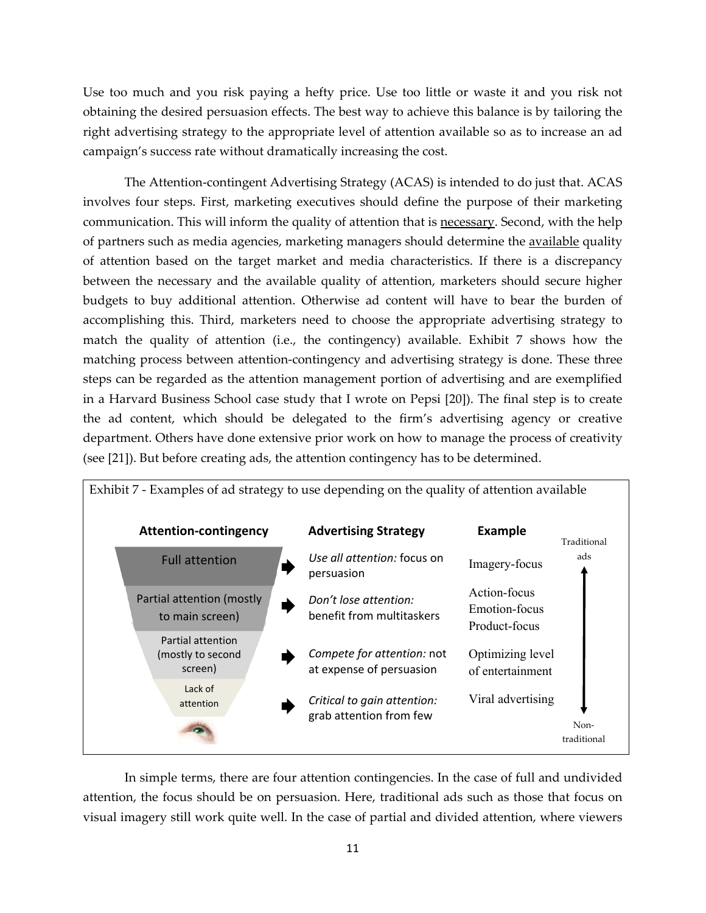Use too much and you risk paying a hefty price. Use too little or waste it and you risk not obtaining the desired persuasion effects. The best way to achieve this balance is by tailoring the right advertising strategy to the appropriate level of attention available so as to increase an ad campaign's success rate without dramatically increasing the cost.

The Attention-contingent Advertising Strategy (ACAS) is intended to do just that. ACAS involves four steps. First, marketing executives should define the purpose of their marketing communication. This will inform the quality of attention that is <u>necessary</u>. Second, with the help of partners such as media agencies, marketing managers should determine the <u>available</u> quality of attention based on the target market and media characteristics. If there is a discrepancy between the necessary and the available quality of attention, marketers should secure higher budgets to buy additional attention. Otherwise ad content will have to bear the burden of accomplishing this. Third, marketers need to choose the appropriate advertising strategy to match the quality of attention (i.e., the contingency) available. Exhibit 7 shows how the matching process between attention-contingency and advertising strategy is done. These three steps can be regarded as the attention management portion of advertising and are exemplified in a Harvard Business School case study that I wrote on Pepsi [20]). The final step is to create the ad content, which should be delegated to the firm's advertising agency or creative department. Others have done extensive prior work on how to manage the process of creativity (see [21]). But before creating ads, the attention contingency has to be determined.

Exhibit 7 - Examples of ad strategy to use depending on the quality of attention available

| Attention-contingency | Advertising Strategy | Example |
|---|---|---|
| Full attention | *Use all attention:* focus on persuasion | Imagery-focus |
| Partial attention (mostly to main screen) | *Don't lose attention:* benefit from multitaskers | Action-focus<br>Emotion-focus<br>Product-focus |
| Partial attention (mostly to second screen) | *Compete for attention:* not at expense of persuasion | Optimizing level of entertainment |
| Lack of attention | *Critical to gain attention:* grab attention from few | Viral advertising |

Traditional ads ↕ Non-traditional

In simple terms, there are four attention contingencies. In the case of full and undivided attention, the focus should be on persuasion. Here, traditional ads such as those that focus on visual imagery still work quite well. In the case of partial and divided attention, where viewers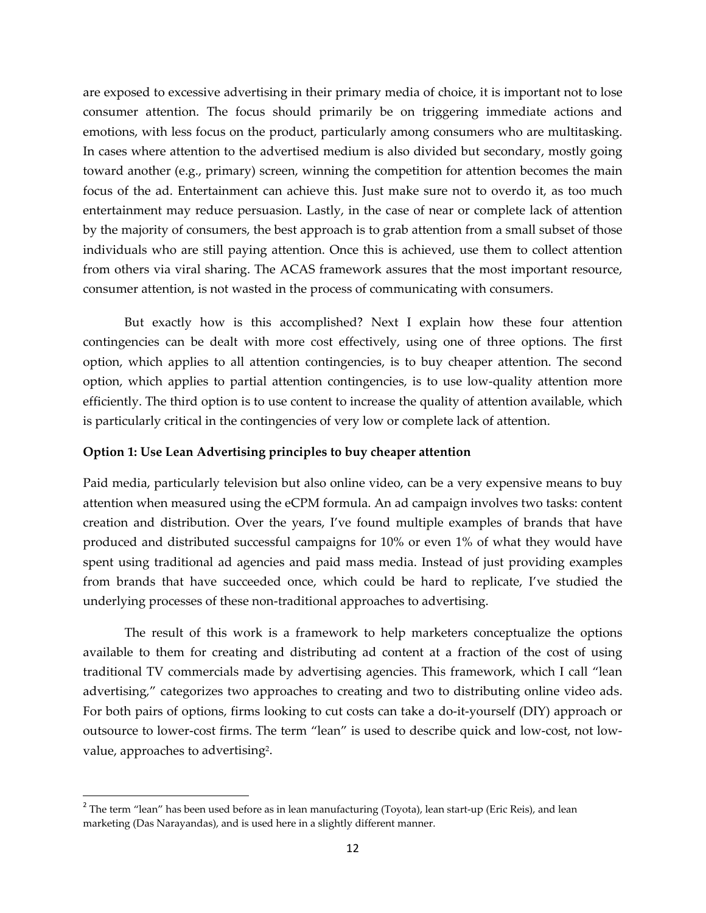are exposed to excessive advertising in their primary media of choice, it is important not to lose consumer attention. The focus should primarily be on triggering immediate actions and emotions, with less focus on the product, particularly among consumers who are multitasking. In cases where attention to the advertised medium is also divided but secondary, mostly going toward another (e.g., primary) screen, winning the competition for attention becomes the main focus of the ad. Entertainment can achieve this. Just make sure not to overdo it, as too much entertainment may reduce persuasion. Lastly, in the case of near or complete lack of attention by the majority of consumers, the best approach is to grab attention from a small subset of those individuals who are still paying attention. Once this is achieved, use them to collect attention from others via viral sharing. The ACAS framework assures that the most important resource, consumer attention, is not wasted in the process of communicating with consumers.

But exactly how is this accomplished? Next I explain how these four attention contingencies can be dealt with more cost effectively, using one of three options. The first option, which applies to all attention contingencies, is to buy cheaper attention. The second option, which applies to partial attention contingencies, is to use low-quality attention more efficiently. The third option is to use content to increase the quality of attention available, which is particularly critical in the contingencies of very low or complete lack of attention.

**Option 1: Use Lean Advertising principles to buy cheaper attention**

Paid media, particularly television but also online video, can be a very expensive means to buy attention when measured using the eCPM formula. An ad campaign involves two tasks: content creation and distribution. Over the years, I've found multiple examples of brands that have produced and distributed successful campaigns for 10% or even 1% of what they would have spent using traditional ad agencies and paid mass media. Instead of just providing examples from brands that have succeeded once, which could be hard to replicate, I've studied the underlying processes of these non-traditional approaches to advertising.

The result of this work is a framework to help marketers conceptualize the options available to them for creating and distributing ad content at a fraction of the cost of using traditional TV commercials made by advertising agencies. This framework, which I call "lean advertising," categorizes two approaches to creating and two to distributing online video ads. For both pairs of options, firms looking to cut costs can take a do-it-yourself (DIY) approach or outsource to lower-cost firms. The term "lean" is used to describe quick and low-cost, not low-value, approaches to advertising[2].

---

[2] The term "lean" has been used before as in lean manufacturing (Toyota), lean start-up (Eric Reis), and lean marketing (Das Narayandas), and is used here in a slightly different manner.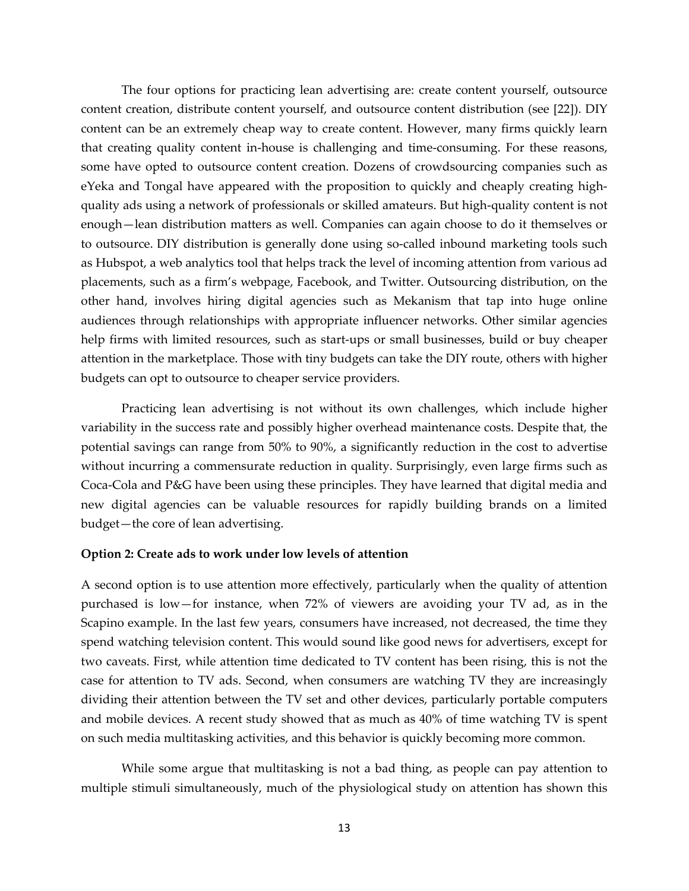The four options for practicing lean advertising are: create content yourself, outsource content creation, distribute content yourself, and outsource content distribution (see [22]). DIY content can be an extremely cheap way to create content. However, many firms quickly learn that creating quality content in-house is challenging and time-consuming. For these reasons, some have opted to outsource content creation. Dozens of crowdsourcing companies such as eYeka and Tongal have appeared with the proposition to quickly and cheaply creating high-quality ads using a network of professionals or skilled amateurs. But high-quality content is not enough—lean distribution matters as well. Companies can again choose to do it themselves or to outsource. DIY distribution is generally done using so-called inbound marketing tools such as Hubspot, a web analytics tool that helps track the level of incoming attention from various ad placements, such as a firm's webpage, Facebook, and Twitter. Outsourcing distribution, on the other hand, involves hiring digital agencies such as Mekanism that tap into huge online audiences through relationships with appropriate influencer networks. Other similar agencies help firms with limited resources, such as start-ups or small businesses, build or buy cheaper attention in the marketplace. Those with tiny budgets can take the DIY route, others with higher budgets can opt to outsource to cheaper service providers.

Practicing lean advertising is not without its own challenges, which include higher variability in the success rate and possibly higher overhead maintenance costs. Despite that, the potential savings can range from 50% to 90%, a significantly reduction in the cost to advertise without incurring a commensurate reduction in quality. Surprisingly, even large firms such as Coca-Cola and P&G have been using these principles. They have learned that digital media and new digital agencies can be valuable resources for rapidly building brands on a limited budget—the core of lean advertising.

**Option 2: Create ads to work under low levels of attention**

A second option is to use attention more effectively, particularly when the quality of attention purchased is low—for instance, when 72% of viewers are avoiding your TV ad, as in the Scapino example. In the last few years, consumers have increased, not decreased, the time they spend watching television content. This would sound like good news for advertisers, except for two caveats. First, while attention time dedicated to TV content has been rising, this is not the case for attention to TV ads. Second, when consumers are watching TV they are increasingly dividing their attention between the TV set and other devices, particularly portable computers and mobile devices. A recent study showed that as much as 40% of time watching TV is spent on such media multitasking activities, and this behavior is quickly becoming more common.

While some argue that multitasking is not a bad thing, as people can pay attention to multiple stimuli simultaneously, much of the physiological study on attention has shown this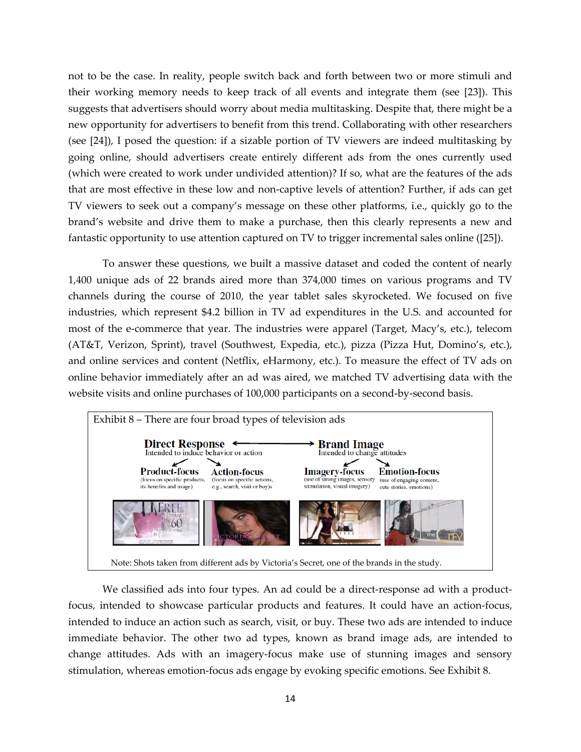not to be the case. In reality, people switch back and forth between two or more stimuli and their working memory needs to keep track of all events and integrate them (see [23]). This suggests that advertisers should worry about media multitasking. Despite that, there might be a new opportunity for advertisers to benefit from this trend. Collaborating with other researchers (see [24]), I posed the question: if a sizable portion of TV viewers are indeed multitasking by going online, should advertisers create entirely different ads from the ones currently used (which were created to work under undivided attention)? If so, what are the features of the ads that are most effective in these low and non-captive levels of attention? Further, if ads can get TV viewers to seek out a company's message on these other platforms, i.e., quickly go to the brand's website and drive them to make a purchase, then this clearly represents a new and fantastic opportunity to use attention captured on TV to trigger incremental sales online ([25]).

To answer these questions, we built a massive dataset and coded the content of nearly 1,400 unique ads of 22 brands aired more than 374,000 times on various programs and TV channels during the course of 2010, the year tablet sales skyrocketed. We focused on five industries, which represent $4.2 billion in TV ad expenditures in the U.S. and accounted for most of the e-commerce that year. The industries were apparel (Target, Macy's, etc.), telecom (AT&T, Verizon, Sprint), travel (Southwest, Expedia, etc.), pizza (Pizza Hut, Domino's, etc.), and online services and content (Netflix, eHarmony, etc.). To measure the effect of TV ads on online behavior immediately after an ad was aired, we matched TV advertising data with the website visits and online purchases of 100,000 participants on a second-by-second basis.

Exhibit 8 – There are four broad types of television ads

**Direct Response** ⟷ **Brand Image**

- **Direct Response** – Intended to induce behavior or action
  - **Product-focus** (focus on specific products, its benefits and usage)
  - **Action-focus** (focus on specific actions, e.g., search, visit or buy)
- **Brand Image** – Intended to change attitudes
  - **Imagery-focus** (use of strong images, sensory stimulation, visual imagery)
  - **Emotion-focus** (use of engaging content, cute stories, emotions)

Note: Shots taken from different ads by Victoria's Secret, one of the brands in the study.

We classified ads into four types. An ad could be a direct-response ad with a product-focus, intended to showcase particular products and features. It could have an action-focus, intended to induce an action such as search, visit, or buy. These two ads are intended to induce immediate behavior. The other two ad types, known as brand image ads, are intended to change attitudes. Ads with an imagery-focus make use of stunning images and sensory stimulation, whereas emotion-focus ads engage by evoking specific emotions. See Exhibit 8.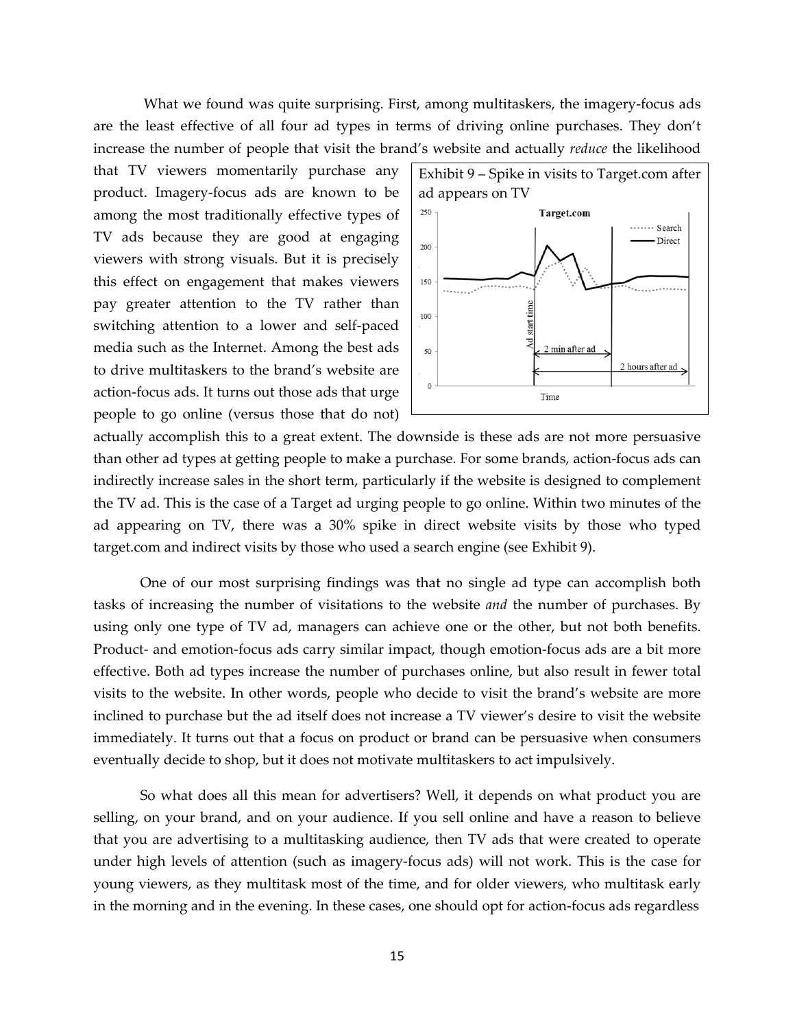What we found was quite surprising. First, among multitaskers, the imagery-focus ads are the least effective of all four ad types in terms of driving online purchases. They don't increase the number of people that visit the brand's website and actually *reduce* the likelihood that TV viewers momentarily purchase any product. Imagery-focus ads are known to be among the most traditionally effective types of TV ads because they are good at engaging viewers with strong visuals. But it is precisely this effect on engagement that makes viewers pay greater attention to the TV rather than switching attention to a lower and self-paced media such as the Internet. Among the best ads to drive multitaskers to the brand's website are action-focus ads. It turns out those ads that urge people to go online (versus those that do not) actually accomplish this to a great extent. The downside is these ads are not more persuasive than other ad types at getting people to make a purchase. For some brands, action-focus ads can indirectly increase sales in the short term, particularly if the website is designed to complement the TV ad. This is the case of a Target ad urging people to go online. Within two minutes of the ad appearing on TV, there was a 30% spike in direct website visits by those who typed target.com and indirect visits by those who used a search engine (see Exhibit 9).

Exhibit 9 – Spike in visits to Target.com after ad appears on TV

One of our most surprising findings was that no single ad type can accomplish both tasks of increasing the number of visitations to the website *and* the number of purchases. By using only one type of TV ad, managers can achieve one or the other, but not both benefits. Product- and emotion-focus ads carry similar impact, though emotion-focus ads are a bit more effective. Both ad types increase the number of purchases online, but also result in fewer total visits to the website. In other words, people who decide to visit the brand's website are more inclined to purchase but the ad itself does not increase a TV viewer's desire to visit the website immediately. It turns out that a focus on product or brand can be persuasive when consumers eventually decide to shop, but it does not motivate multitaskers to act impulsively.

So what does all this mean for advertisers? Well, it depends on what product you are selling, on your brand, and on your audience. If you sell online and have a reason to believe that you are advertising to a multitasking audience, then TV ads that were created to operate under high levels of attention (such as imagery-focus ads) will not work. This is the case for young viewers, as they multitask most of the time, and for older viewers, who multitask early in the morning and in the evening. In these cases, one should opt for action-focus ads regardless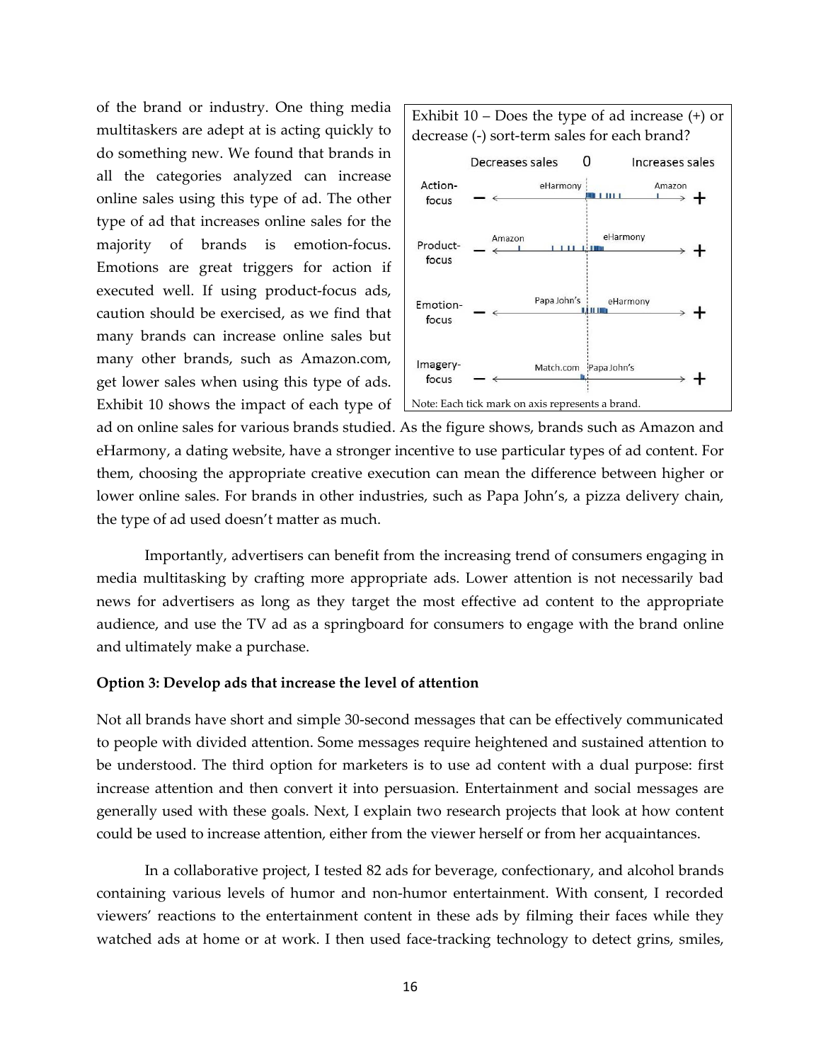of the brand or industry. One thing media multitaskers are adept at is acting quickly to do something new. We found that brands in all the categories analyzed can increase online sales using this type of ad. The other type of ad that increases online sales for the majority of brands is emotion-focus. Emotions are great triggers for action if executed well. If using product-focus ads, caution should be exercised, as we find that many brands can increase online sales but many other brands, such as Amazon.com, get lower sales when using this type of ads. Exhibit 10 shows the impact of each type of ad on online sales for various brands studied. As the figure shows, brands such as Amazon and eHarmony, a dating website, have a stronger incentive to use particular types of ad content. For them, choosing the appropriate creative execution can mean the difference between higher or lower online sales. For brands in other industries, such as Papa John's, a pizza delivery chain, the type of ad used doesn't matter as much.

Exhibit 10 – Does the type of ad increase (+) or decrease (-) sort-term sales for each brand?

Note: Each tick mark on axis represents a brand.

Importantly, advertisers can benefit from the increasing trend of consumers engaging in media multitasking by crafting more appropriate ads. Lower attention is not necessarily bad news for advertisers as long as they target the most effective ad content to the appropriate audience, and use the TV ad as a springboard for consumers to engage with the brand online and ultimately make a purchase.

**Option 3: Develop ads that increase the level of attention**

Not all brands have short and simple 30-second messages that can be effectively communicated to people with divided attention. Some messages require heightened and sustained attention to be understood. The third option for marketers is to use ad content with a dual purpose: first increase attention and then convert it into persuasion. Entertainment and social messages are generally used with these goals. Next, I explain two research projects that look at how content could be used to increase attention, either from the viewer herself or from her acquaintances.

In a collaborative project, I tested 82 ads for beverage, confectionary, and alcohol brands containing various levels of humor and non-humor entertainment. With consent, I recorded viewers' reactions to the entertainment content in these ads by filming their faces while they watched ads at home or at work. I then used face-tracking technology to detect grins, smiles,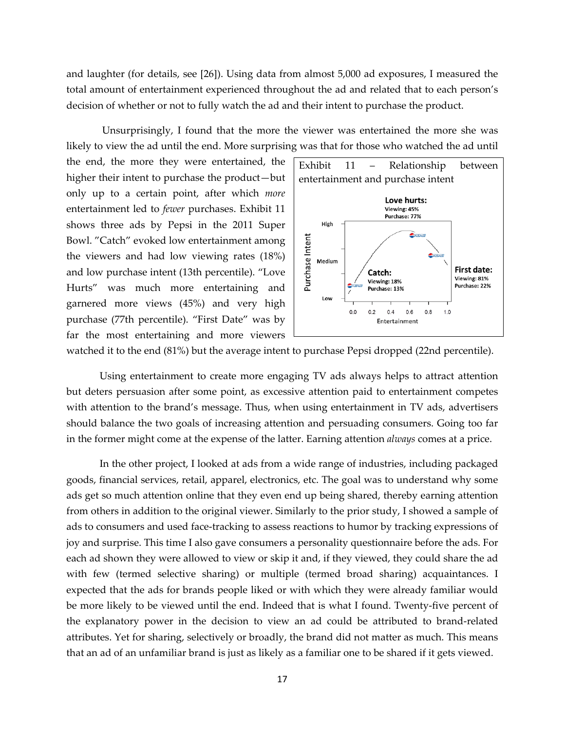and laughter (for details, see [26]). Using data from almost 5,000 ad exposures, I measured the total amount of entertainment experienced throughout the ad and related that to each person's decision of whether or not to fully watch the ad and their intent to purchase the product.

Unsurprisingly, I found that the more the viewer was entertained the more she was likely to view the ad until the end. More surprising was that for those who watched the ad until the end, the more they were entertained, the higher their intent to purchase the product—but only up to a certain point, after which *more* entertainment led to *fewer* purchases. Exhibit 11 shows three ads by Pepsi in the 2011 Super Bowl. "Catch" evoked low entertainment among the viewers and had low viewing rates (18%) and low purchase intent (13th percentile). "Love Hurts" was much more entertaining and garnered more views (45%) and very high purchase (77th percentile). "First Date" was by far the most entertaining and more viewers watched it to the end (81%) but the average intent to purchase Pepsi dropped (22nd percentile).

Exhibit 11 – Relationship between entertainment and purchase intent

Using entertainment to create more engaging TV ads always helps to attract attention but deters persuasion after some point, as excessive attention paid to entertainment competes with attention to the brand's message. Thus, when using entertainment in TV ads, advertisers should balance the two goals of increasing attention and persuading consumers. Going too far in the former might come at the expense of the latter. Earning attention *always* comes at a price.

In the other project, I looked at ads from a wide range of industries, including packaged goods, financial services, retail, apparel, electronics, etc. The goal was to understand why some ads get so much attention online that they even end up being shared, thereby earning attention from others in addition to the original viewer. Similarly to the prior study, I showed a sample of ads to consumers and used face-tracking to assess reactions to humor by tracking expressions of joy and surprise. This time I also gave consumers a personality questionnaire before the ads. For each ad shown they were allowed to view or skip it and, if they viewed, they could share the ad with few (termed selective sharing) or multiple (termed broad sharing) acquaintances. I expected that the ads for brands people liked or with which they were already familiar would be more likely to be viewed until the end. Indeed that is what I found. Twenty-five percent of the explanatory power in the decision to view an ad could be attributed to brand-related attributes. Yet for sharing, selectively or broadly, the brand did not matter as much. This means that an ad of an unfamiliar brand is just as likely as a familiar one to be shared if it gets viewed.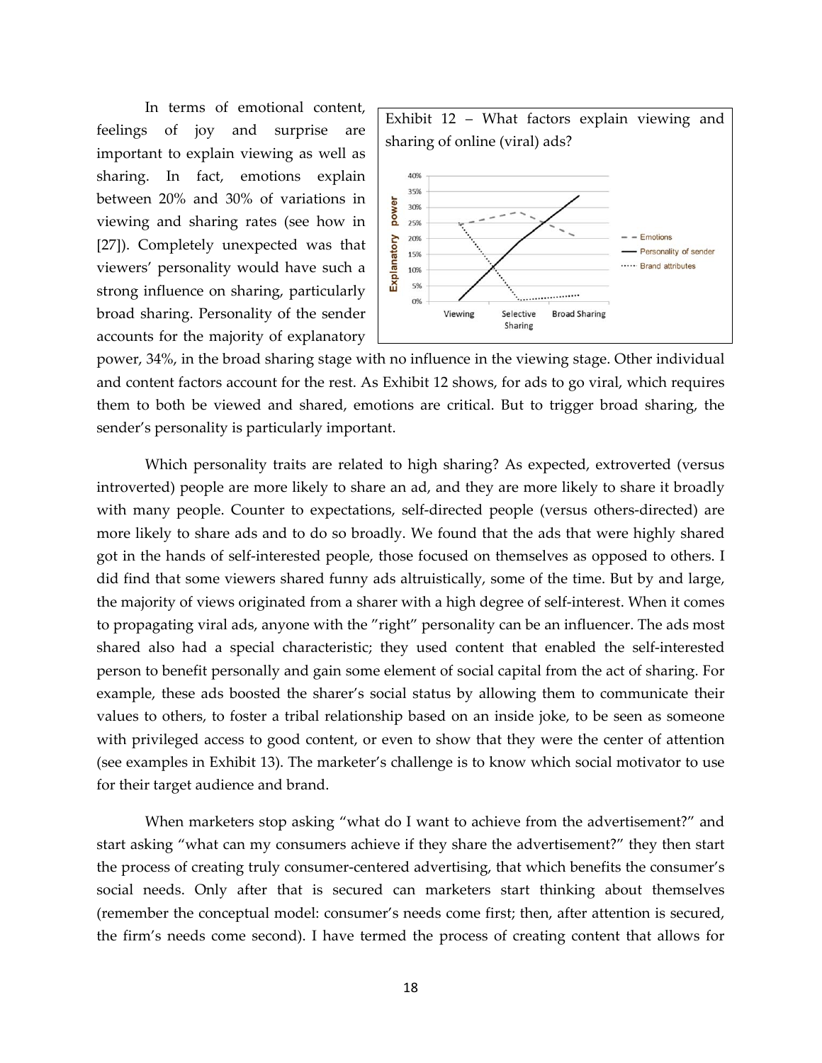In terms of emotional content, feelings of joy and surprise are important to explain viewing as well as sharing. In fact, emotions explain between 20% and 30% of variations in viewing and sharing rates (see how in [27]). Completely unexpected was that viewers' personality would have such a strong influence on sharing, particularly broad sharing. Personality of the sender accounts for the majority of explanatory power, 34%, in the broad sharing stage with no influence in the viewing stage. Other individual and content factors account for the rest. As Exhibit 12 shows, for ads to go viral, which requires them to both be viewed and shared, emotions are critical. But to trigger broad sharing, the sender's personality is particularly important.

Exhibit 12 – What factors explain viewing and sharing of online (viral) ads?

Which personality traits are related to high sharing? As expected, extroverted (versus introverted) people are more likely to share an ad, and they are more likely to share it broadly with many people. Counter to expectations, self-directed people (versus others-directed) are more likely to share ads and to do so broadly. We found that the ads that were highly shared got in the hands of self-interested people, those focused on themselves as opposed to others. I did find that some viewers shared funny ads altruistically, some of the time. But by and large, the majority of views originated from a sharer with a high degree of self-interest. When it comes to propagating viral ads, anyone with the "right" personality can be an influencer. The ads most shared also had a special characteristic; they used content that enabled the self-interested person to benefit personally and gain some element of social capital from the act of sharing. For example, these ads boosted the sharer's social status by allowing them to communicate their values to others, to foster a tribal relationship based on an inside joke, to be seen as someone with privileged access to good content, or even to show that they were the center of attention (see examples in Exhibit 13). The marketer's challenge is to know which social motivator to use for their target audience and brand.

When marketers stop asking "what do I want to achieve from the advertisement?" and start asking "what can my consumers achieve if they share the advertisement?" they then start the process of creating truly consumer-centered advertising, that which benefits the consumer's social needs. Only after that is secured can marketers start thinking about themselves (remember the conceptual model: consumer's needs come first; then, after attention is secured, the firm's needs come second). I have termed the process of creating content that allows for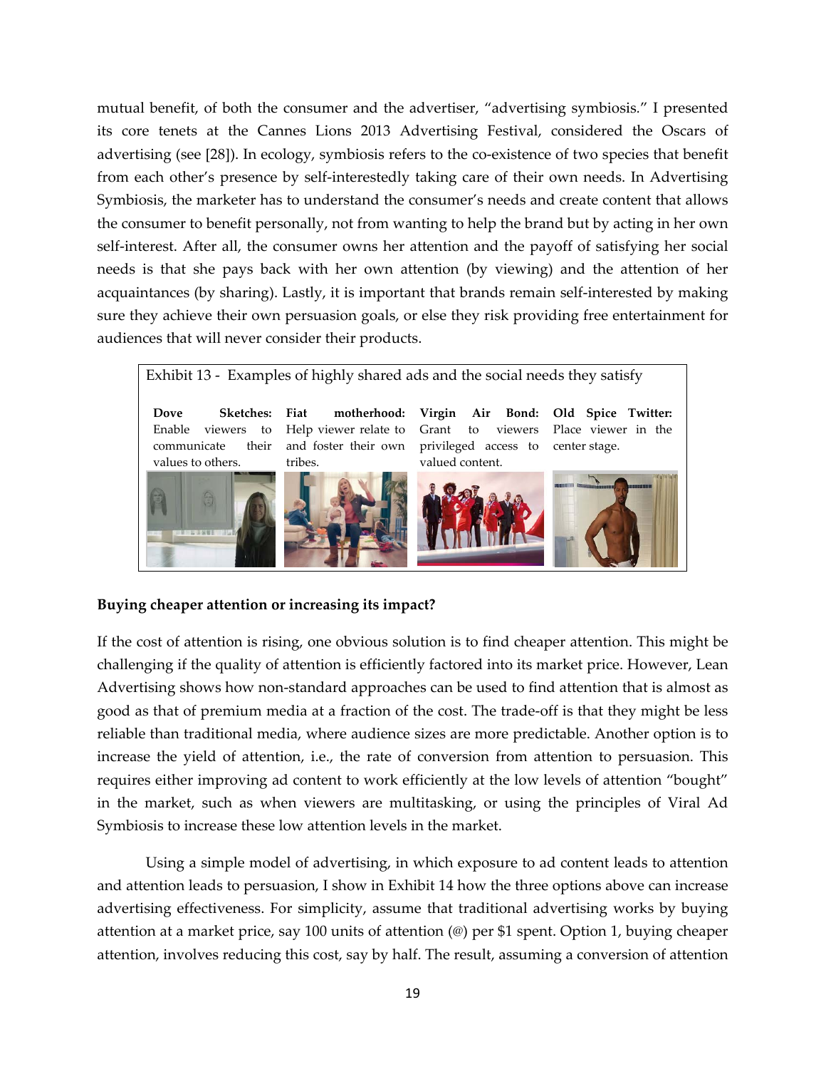mutual benefit, of both the consumer and the advertiser, "advertising symbiosis." I presented its core tenets at the Cannes Lions 2013 Advertising Festival, considered the Oscars of advertising (see [28]). In ecology, symbiosis refers to the co-existence of two species that benefit from each other's presence by self-interestedly taking care of their own needs. In Advertising Symbiosis, the marketer has to understand the consumer's needs and create content that allows the consumer to benefit personally, not from wanting to help the brand but by acting in her own self-interest. After all, the consumer owns her attention and the payoff of satisfying her social needs is that she pays back with her own attention (by viewing) and the attention of her acquaintances (by sharing). Lastly, it is important that brands remain self-interested by making sure they achieve their own persuasion goals, or else they risk providing free entertainment for audiences that will never consider their products.

Exhibit 13 - Examples of highly shared ads and the social needs they satisfy

| **Dove Sketches:** Enable viewers to communicate their values to others. | **Fiat motherhood:** Help viewer relate to and foster their own tribes. | **Virgin Air Bond:** Grant to viewers privileged access to valued content. | **Old Spice Twitter:** Place viewer in the center stage. |
| --- | --- | --- | --- |

**Buying cheaper attention or increasing its impact?**

If the cost of attention is rising, one obvious solution is to find cheaper attention. This might be challenging if the quality of attention is efficiently factored into its market price. However, Lean Advertising shows how non-standard approaches can be used to find attention that is almost as good as that of premium media at a fraction of the cost. The trade-off is that they might be less reliable than traditional media, where audience sizes are more predictable. Another option is to increase the yield of attention, i.e., the rate of conversion from attention to persuasion. This requires either improving ad content to work efficiently at the low levels of attention "bought" in the market, such as when viewers are multitasking, or using the principles of Viral Ad Symbiosis to increase these low attention levels in the market.

Using a simple model of advertising, in which exposure to ad content leads to attention and attention leads to persuasion, I show in Exhibit 14 how the three options above can increase advertising effectiveness. For simplicity, assume that traditional advertising works by buying attention at a market price, say 100 units of attention (@) per $1 spent. Option 1, buying cheaper attention, involves reducing this cost, say by half. The result, assuming a conversion of attention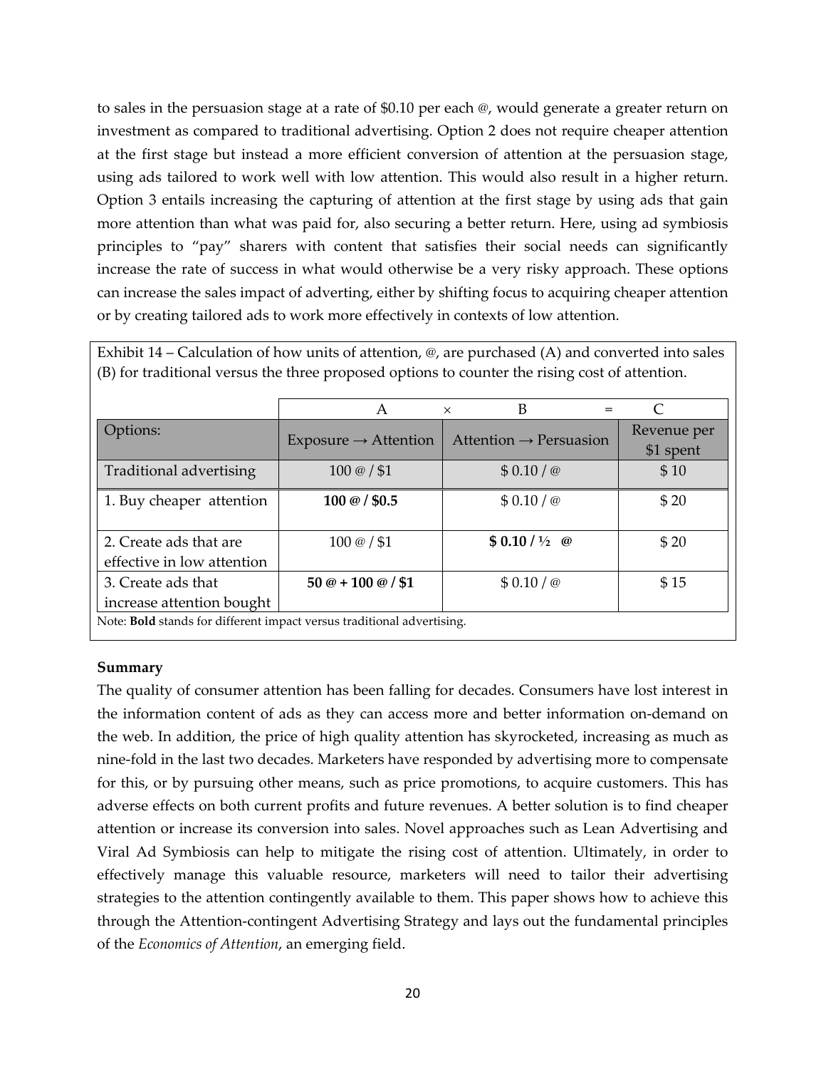to sales in the persuasion stage at a rate of $0.10 per each @, would generate a greater return on investment as compared to traditional advertising. Option 2 does not require cheaper attention at the first stage but instead a more efficient conversion of attention at the persuasion stage, using ads tailored to work well with low attention. This would also result in a higher return. Option 3 entails increasing the capturing of attention at the first stage by using ads that gain more attention than what was paid for, also securing a better return. Here, using ad symbiosis principles to "pay" sharers with content that satisfies their social needs can significantly increase the rate of success in what would otherwise be a very risky approach. These options can increase the sales impact of adverting, either by shifting focus to acquiring cheaper attention or by creating tailored ads to work more effectively in contexts of low attention.

Exhibit 14 – Calculation of how units of attention, @, are purchased (A) and converted into sales (B) for traditional versus the three proposed options to counter the rising cost of attention.

| | A × | B = | C |
|---|---|---|---|
| Options: | Exposure → Attention | Attention → Persuasion | Revenue per $1 spent |
| Traditional advertising | 100 @ / $1 | $ 0.10 / @ | $ 10 |
| 1. Buy cheaper attention | **100 @ / $0.5** | $ 0.10 / @ | $ 20 |
| 2. Create ads that are effective in low attention | 100 @ / $1 | **$ 0.10 / ½ @** | $ 20 |
| 3. Create ads that increase attention bought | **50 @ + 100 @ / $1** | $ 0.10 / @ | $ 15 |

Note: **Bold** stands for different impact versus traditional advertising.

**Summary**

The quality of consumer attention has been falling for decades. Consumers have lost interest in the information content of ads as they can access more and better information on-demand on the web. In addition, the price of high quality attention has skyrocketed, increasing as much as nine-fold in the last two decades. Marketers have responded by advertising more to compensate for this, or by pursuing other means, such as price promotions, to acquire customers. This has adverse effects on both current profits and future revenues. A better solution is to find cheaper attention or increase its conversion into sales. Novel approaches such as Lean Advertising and Viral Ad Symbiosis can help to mitigate the rising cost of attention. Ultimately, in order to effectively manage this valuable resource, marketers will need to tailor their advertising strategies to the attention contingently available to them. This paper shows how to achieve this through the Attention-contingent Advertising Strategy and lays out the fundamental principles of the *Economics of Attention*, an emerging field.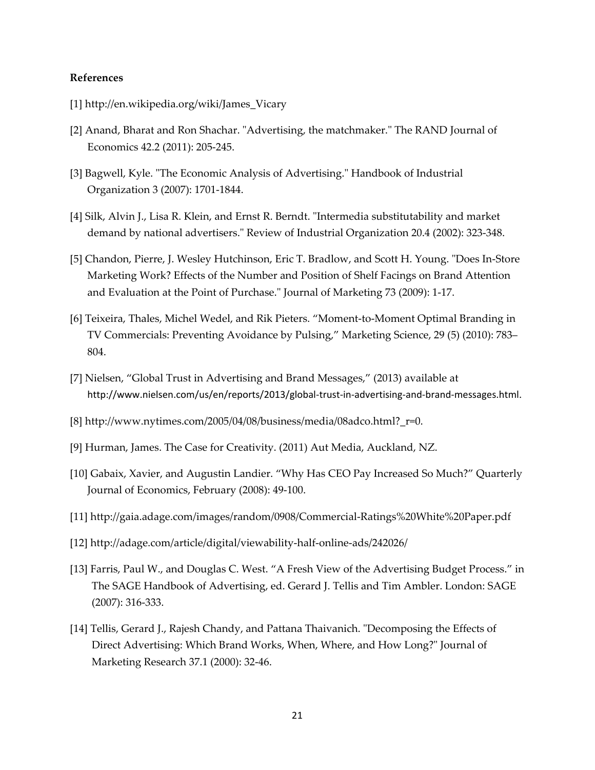**References**

[1] http://en.wikipedia.org/wiki/James_Vicary

[2] Anand, Bharat and Ron Shachar. "Advertising, the matchmaker." The RAND Journal of Economics 42.2 (2011): 205-245.

[3] Bagwell, Kyle. "The Economic Analysis of Advertising." Handbook of Industrial Organization 3 (2007): 1701-1844.

[4] Silk, Alvin J., Lisa R. Klein, and Ernst R. Berndt. "Intermedia substitutability and market demand by national advertisers." Review of Industrial Organization 20.4 (2002): 323-348.

[5] Chandon, Pierre, J. Wesley Hutchinson, Eric T. Bradlow, and Scott H. Young. "Does In-Store Marketing Work? Effects of the Number and Position of Shelf Facings on Brand Attention and Evaluation at the Point of Purchase." Journal of Marketing 73 (2009): 1-17.

[6] Teixeira, Thales, Michel Wedel, and Rik Pieters. “Moment-to-Moment Optimal Branding in TV Commercials: Preventing Avoidance by Pulsing,” Marketing Science, 29 (5) (2010): 783–804.

[7] Nielsen, “Global Trust in Advertising and Brand Messages,” (2013) available at http://www.nielsen.com/us/en/reports/2013/global-trust-in-advertising-and-brand-messages.html.

[8] http://www.nytimes.com/2005/04/08/business/media/08adco.html?_r=0.

[9] Hurman, James. The Case for Creativity. (2011) Aut Media, Auckland, NZ.

[10] Gabaix, Xavier, and Augustin Landier. “Why Has CEO Pay Increased So Much?” Quarterly Journal of Economics, February (2008): 49-100.

[11] http://gaia.adage.com/images/random/0908/Commercial-Ratings%20White%20Paper.pdf

[12] http://adage.com/article/digital/viewability-half-online-ads/242026/

[13] Farris, Paul W., and Douglas C. West. “A Fresh View of the Advertising Budget Process.” in The SAGE Handbook of Advertising, ed. Gerard J. Tellis and Tim Ambler. London: SAGE (2007): 316-333.

[14] Tellis, Gerard J., Rajesh Chandy, and Pattana Thaivanich. "Decomposing the Effects of Direct Advertising: Which Brand Works, When, Where, and How Long?" Journal of Marketing Research 37.1 (2000): 32-46.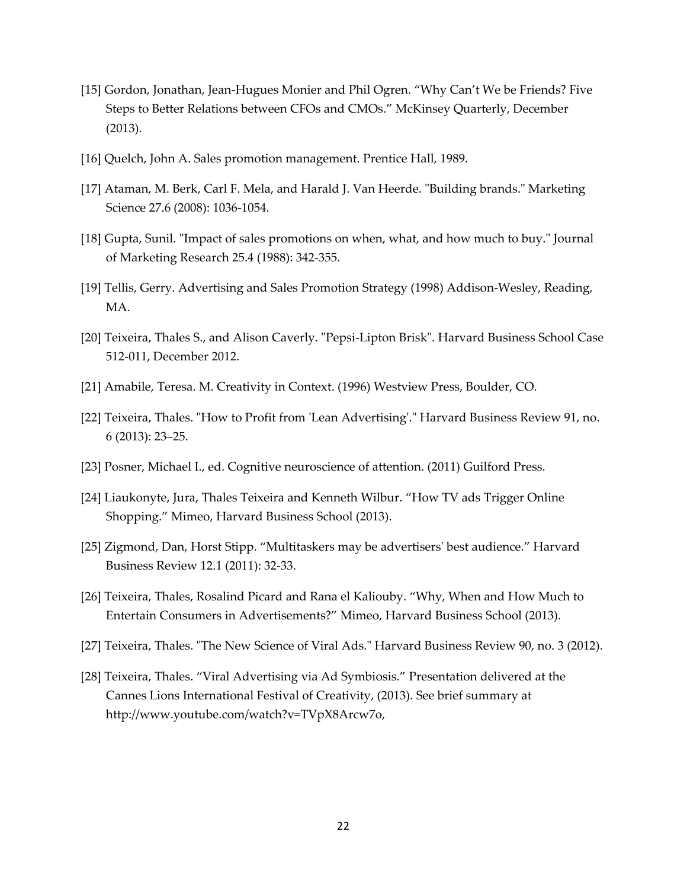[15] Gordon, Jonathan, Jean-Hugues Monier and Phil Ogren. “Why Can’t We be Friends? Five Steps to Better Relations between CFOs and CMOs.” McKinsey Quarterly, December (2013).

[16] Quelch, John A. Sales promotion management. Prentice Hall, 1989.

[17] Ataman, M. Berk, Carl F. Mela, and Harald J. Van Heerde. "Building brands." Marketing Science 27.6 (2008): 1036-1054.

[18] Gupta, Sunil. "Impact of sales promotions on when, what, and how much to buy." Journal of Marketing Research 25.4 (1988): 342-355.

[19] Tellis, Gerry. Advertising and Sales Promotion Strategy (1998) Addison-Wesley, Reading, MA.

[20] Teixeira, Thales S., and Alison Caverly. "Pepsi-Lipton Brisk". Harvard Business School Case 512-011, December 2012.

[21] Amabile, Teresa. M. Creativity in Context. (1996) Westview Press, Boulder, CO.

[22] Teixeira, Thales. "How to Profit from 'Lean Advertising'." Harvard Business Review 91, no. 6 (2013): 23–25.

[23] Posner, Michael I., ed. Cognitive neuroscience of attention. (2011) Guilford Press.

[24] Liaukonyte, Jura, Thales Teixeira and Kenneth Wilbur. “How TV ads Trigger Online Shopping.” Mimeo, Harvard Business School (2013).

[25] Zigmond, Dan, Horst Stipp. “Multitaskers may be advertisers' best audience.” Harvard Business Review 12.1 (2011): 32-33.

[26] Teixeira, Thales, Rosalind Picard and Rana el Kaliouby. “Why, When and How Much to Entertain Consumers in Advertisements?” Mimeo, Harvard Business School (2013).

[27] Teixeira, Thales. "The New Science of Viral Ads." Harvard Business Review 90, no. 3 (2012).

[28] Teixeira, Thales. “Viral Advertising via Ad Symbiosis.” Presentation delivered at the Cannes Lions International Festival of Creativity, (2013). See brief summary at http://www.youtube.com/watch?v=TVpX8Arcw7o,